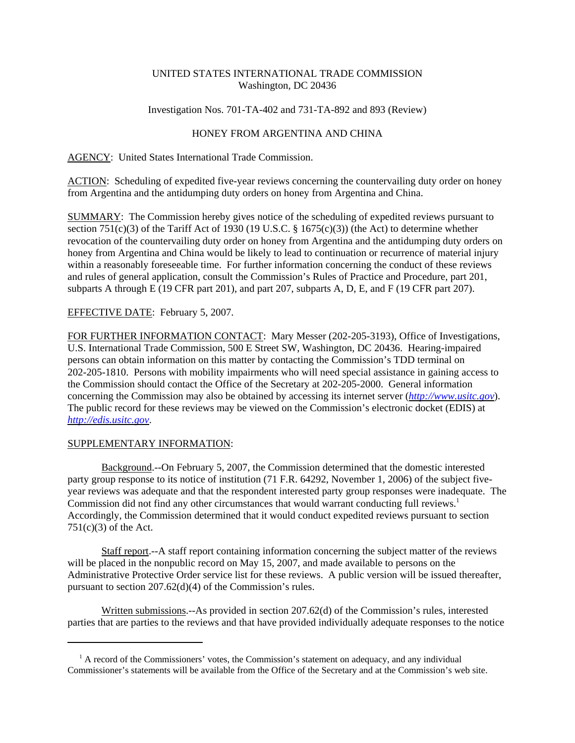UNITED STATES INTERNATIONAL TRADE COMMISSION
Washington, DC 20436

Investigation Nos. 701-TA-402 and 731-TA-892 and 893 (Review)

HONEY FROM ARGENTINA AND CHINA

AGENCY: United States International Trade Commission.

ACTION: Scheduling of expedited five-year reviews concerning the countervailing duty order on honey from Argentina and the antidumping duty orders on honey from Argentina and China.

SUMMARY: The Commission hereby gives notice of the scheduling of expedited reviews pursuant to section 751(c)(3) of the Tariff Act of 1930 (19 U.S.C. § 1675(c)(3)) (the Act) to determine whether revocation of the countervailing duty order on honey from Argentina and the antidumping duty orders on honey from Argentina and China would be likely to lead to continuation or recurrence of material injury within a reasonably foreseeable time. For further information concerning the conduct of these reviews and rules of general application, consult the Commission's Rules of Practice and Procedure, part 201, subparts A through E (19 CFR part 201), and part 207, subparts A, D, E, and F (19 CFR part 207).

EFFECTIVE DATE: February 5, 2007.

FOR FURTHER INFORMATION CONTACT: Mary Messer (202-205-3193), Office of Investigations, U.S. International Trade Commission, 500 E Street SW, Washington, DC 20436. Hearing-impaired persons can obtain information on this matter by contacting the Commission's TDD terminal on 202-205-1810. Persons with mobility impairments who will need special assistance in gaining access to the Commission should contact the Office of the Secretary at 202-205-2000. General information concerning the Commission may also be obtained by accessing its internet server (*http://www.usitc.gov*). The public record for these reviews may be viewed on the Commission's electronic docket (EDIS) at *http://edis.usitc.gov*.

SUPPLEMENTARY INFORMATION:

Background.--On February 5, 2007, the Commission determined that the domestic interested party group response to its notice of institution (71 F.R. 64292, November 1, 2006) of the subject five-year reviews was adequate and that the respondent interested party group responses were inadequate. The Commission did not find any other circumstances that would warrant conducting full reviews.[1] Accordingly, the Commission determined that it would conduct expedited reviews pursuant to section 751(c)(3) of the Act.

Staff report.--A staff report containing information concerning the subject matter of the reviews will be placed in the nonpublic record on May 15, 2007, and made available to persons on the Administrative Protective Order service list for these reviews. A public version will be issued thereafter, pursuant to section 207.62(d)(4) of the Commission's rules.

Written submissions.--As provided in section 207.62(d) of the Commission's rules, interested parties that are parties to the reviews and that have provided individually adequate responses to the notice

[1] A record of the Commissioners' votes, the Commission's statement on adequacy, and any individual Commissioner's statements will be available from the Office of the Secretary and at the Commission's web site.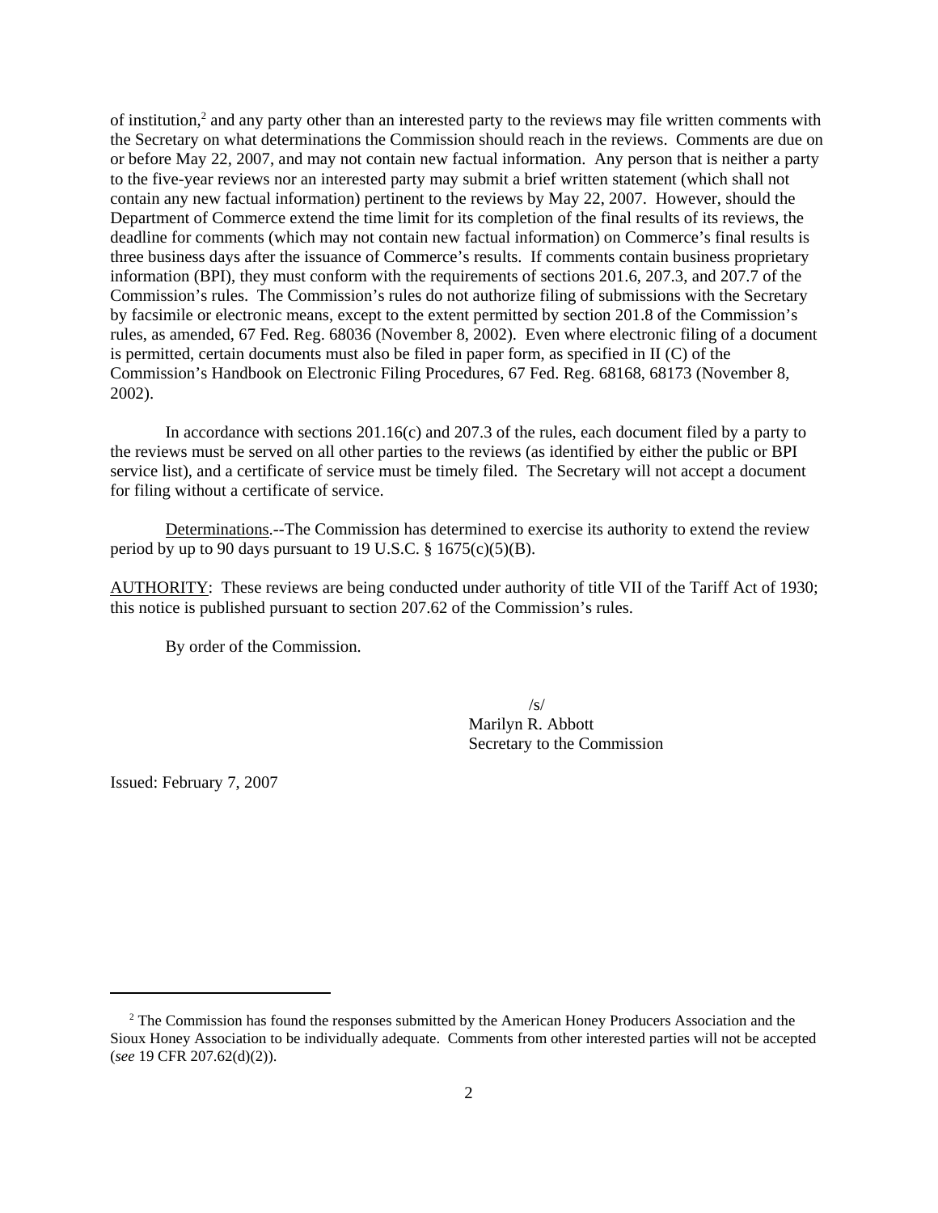of institution,[2] and any party other than an interested party to the reviews may file written comments with the Secretary on what determinations the Commission should reach in the reviews. Comments are due on or before May 22, 2007, and may not contain new factual information. Any person that is neither a party to the five-year reviews nor an interested party may submit a brief written statement (which shall not contain any new factual information) pertinent to the reviews by May 22, 2007. However, should the Department of Commerce extend the time limit for its completion of the final results of its reviews, the deadline for comments (which may not contain new factual information) on Commerce's final results is three business days after the issuance of Commerce's results. If comments contain business proprietary information (BPI), they must conform with the requirements of sections 201.6, 207.3, and 207.7 of the Commission's rules. The Commission's rules do not authorize filing of submissions with the Secretary by facsimile or electronic means, except to the extent permitted by section 201.8 of the Commission's rules, as amended, 67 Fed. Reg. 68036 (November 8, 2002). Even where electronic filing of a document is permitted, certain documents must also be filed in paper form, as specified in II (C) of the Commission's Handbook on Electronic Filing Procedures, 67 Fed. Reg. 68168, 68173 (November 8, 2002).

In accordance with sections 201.16(c) and 207.3 of the rules, each document filed by a party to the reviews must be served on all other parties to the reviews (as identified by either the public or BPI service list), and a certificate of service must be timely filed. The Secretary will not accept a document for filing without a certificate of service.

Determinations.--The Commission has determined to exercise its authority to extend the review period by up to 90 days pursuant to 19 U.S.C. § 1675(c)(5)(B).

AUTHORITY: These reviews are being conducted under authority of title VII of the Tariff Act of 1930; this notice is published pursuant to section 207.62 of the Commission's rules.

By order of the Commission.

/s/
Marilyn R. Abbott
Secretary to the Commission

Issued: February 7, 2007

---

[2] The Commission has found the responses submitted by the American Honey Producers Association and the Sioux Honey Association to be individually adequate. Comments from other interested parties will not be accepted (*see* 19 CFR 207.62(d)(2)).